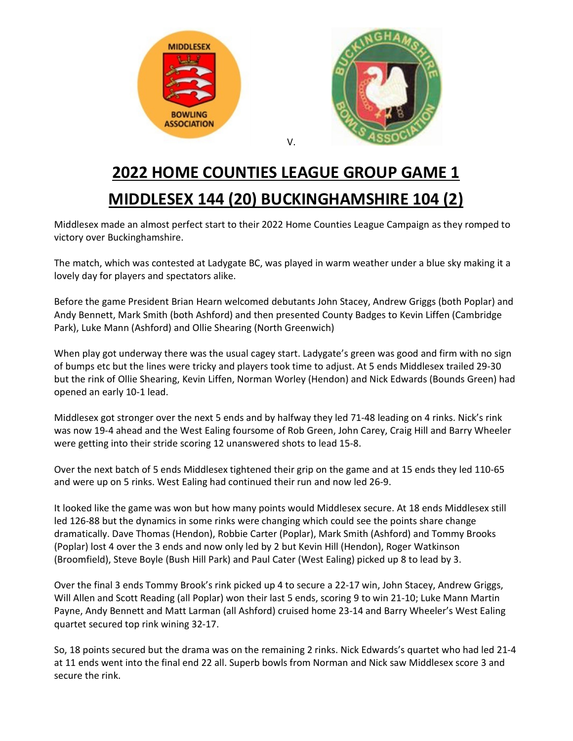V.

# 2022 HOME COUNTIES LEAGUE GROUP GAME 1

# MIDDLESEX 144 (20) BUCKINGHAMSHIRE 104 (2)

Middlesex made an almost perfect start to their 2022 Home Counties League Campaign as they romped to victory over Buckinghamshire.

The match, which was contested at Ladygate BC, was played in warm weather under a blue sky making it a lovely day for players and spectators alike.

Before the game President Brian Hearn welcomed debutants John Stacey, Andrew Griggs (both Poplar) and Andy Bennett, Mark Smith (both Ashford) and then presented County Badges to Kevin Liffen (Cambridge Park), Luke Mann (Ashford) and Ollie Shearing (North Greenwich)

When play got underway there was the usual cagey start. Ladygate's green was good and firm with no sign of bumps etc but the lines were tricky and players took time to adjust. At 5 ends Middlesex trailed 29-30 but the rink of Ollie Shearing, Kevin Liffen, Norman Worley (Hendon) and Nick Edwards (Bounds Green) had opened an early 10-1 lead.

Middlesex got stronger over the next 5 ends and by halfway they led 71-48 leading on 4 rinks. Nick's rink was now 19-4 ahead and the West Ealing foursome of Rob Green, John Carey, Craig Hill and Barry Wheeler were getting into their stride scoring 12 unanswered shots to lead 15-8.

Over the next batch of 5 ends Middlesex tightened their grip on the game and at 15 ends they led 110-65 and were up on 5 rinks. West Ealing had continued their run and now led 26-9.

It looked like the game was won but how many points would Middlesex secure. At 18 ends Middlesex still led 126-88 but the dynamics in some rinks were changing which could see the points share change dramatically. Dave Thomas (Hendon), Robbie Carter (Poplar), Mark Smith (Ashford) and Tommy Brooks (Poplar) lost 4 over the 3 ends and now only led by 2 but Kevin Hill (Hendon), Roger Watkinson (Broomfield), Steve Boyle (Bush Hill Park) and Paul Cater (West Ealing) picked up 8 to lead by 3.

Over the final 3 ends Tommy Brook's rink picked up 4 to secure a 22-17 win, John Stacey, Andrew Griggs, Will Allen and Scott Reading (all Poplar) won their last 5 ends, scoring 9 to win 21-10; Luke Mann Martin Payne, Andy Bennett and Matt Larman (all Ashford) cruised home 23-14 and Barry Wheeler's West Ealing quartet secured top rink wining 32-17.

So, 18 points secured but the drama was on the remaining 2 rinks. Nick Edwards's quartet who had led 21-4 at 11 ends went into the final end 22 all. Superb bowls from Norman and Nick saw Middlesex score 3 and secure the rink.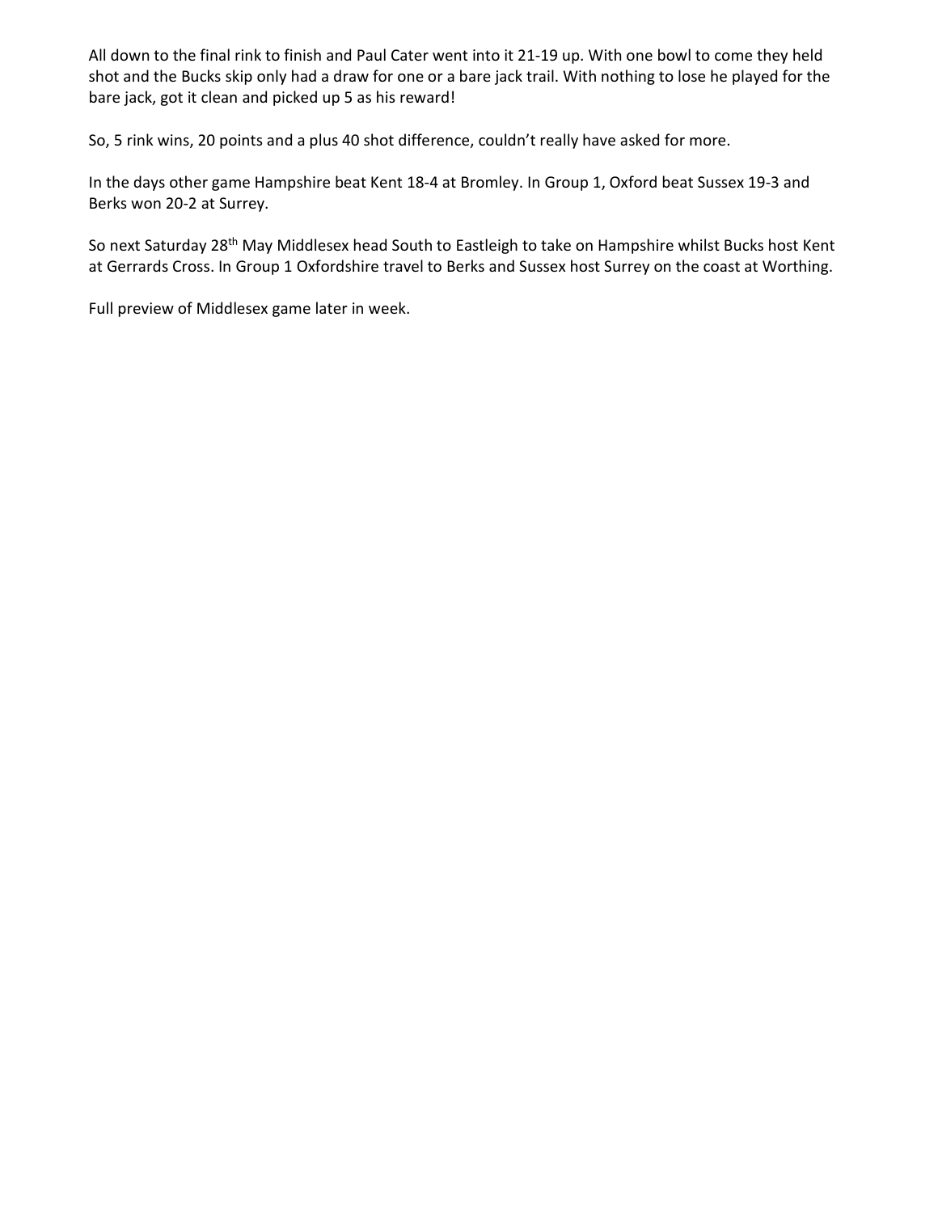All down to the final rink to finish and Paul Cater went into it 21-19 up. With one bowl to come they held shot and the Bucks skip only had a draw for one or a bare jack trail. With nothing to lose he played for the bare jack, got it clean and picked up 5 as his reward!

So, 5 rink wins, 20 points and a plus 40 shot difference, couldn't really have asked for more.

In the days other game Hampshire beat Kent 18-4 at Bromley. In Group 1, Oxford beat Sussex 19-3 and Berks won 20-2 at Surrey.

So next Saturday 28th May Middlesex head South to Eastleigh to take on Hampshire whilst Bucks host Kent at Gerrards Cross. In Group 1 Oxfordshire travel to Berks and Sussex host Surrey on the coast at Worthing.

Full preview of Middlesex game later in week.